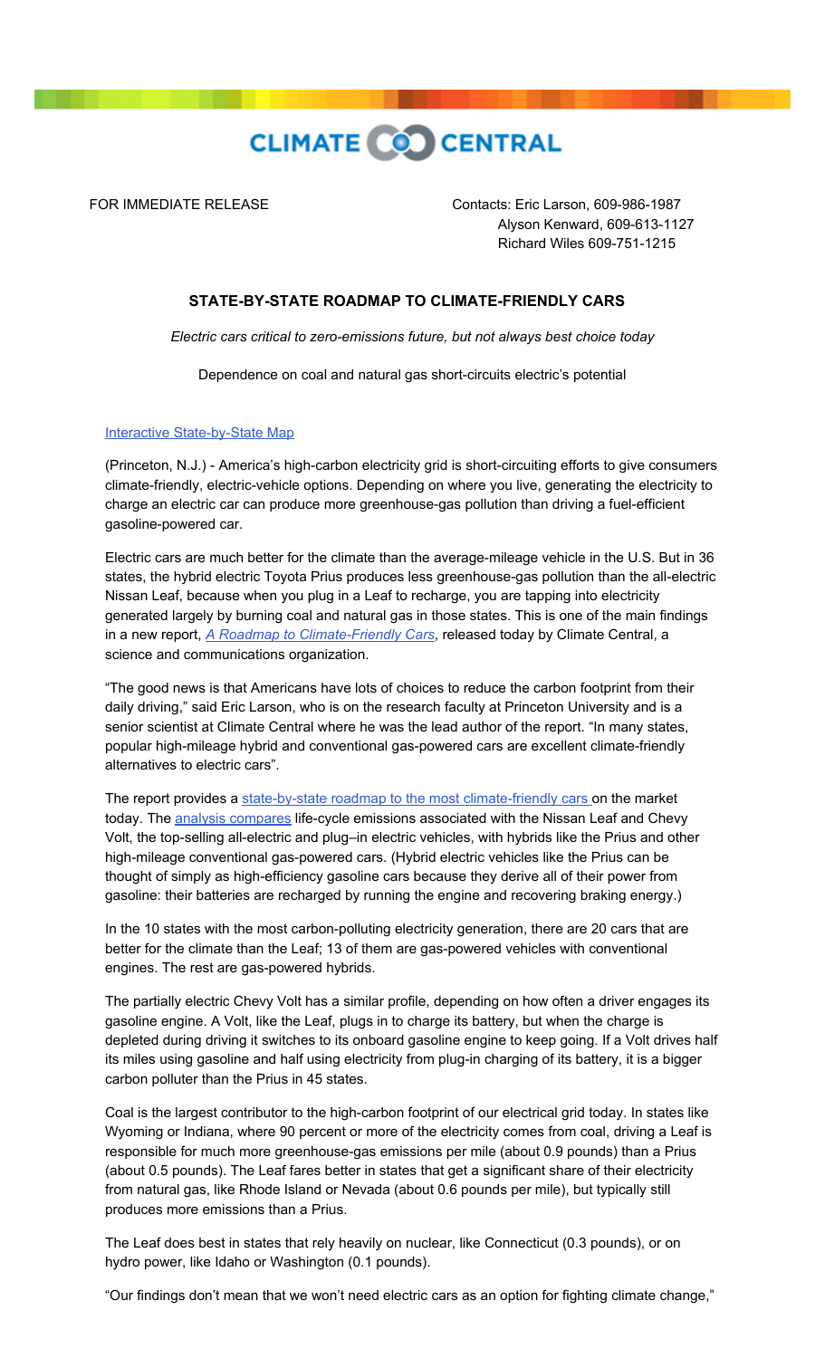CLIMATE CENTRAL

FOR IMMEDIATE RELEASE

Contacts: Eric Larson, 609-986-1987
Alyson Kenward, 609-613-1127
Richard Wiles 609-751-1215

## STATE-BY-STATE ROADMAP TO CLIMATE-FRIENDLY CARS

*Electric cars critical to zero-emissions future, but not always best choice today*

Dependence on coal and natural gas short-circuits electric's potential

Interactive State-by-State Map

(Princeton, N.J.) - America's high-carbon electricity grid is short-circuiting efforts to give consumers climate-friendly, electric-vehicle options. Depending on where you live, generating the electricity to charge an electric car can produce more greenhouse-gas pollution than driving a fuel-efficient gasoline-powered car.

Electric cars are much better for the climate than the average-mileage vehicle in the U.S. But in 36 states, the hybrid electric Toyota Prius produces less greenhouse-gas pollution than the all-electric Nissan Leaf, because when you plug in a Leaf to recharge, you are tapping into electricity generated largely by burning coal and natural gas in those states. This is one of the main findings in a new report, *A Roadmap to Climate-Friendly Cars*, released today by Climate Central, a science and communications organization.

"The good news is that Americans have lots of choices to reduce the carbon footprint from their daily driving," said Eric Larson, who is on the research faculty at Princeton University and is a senior scientist at Climate Central where he was the lead author of the report. "In many states, popular high-mileage hybrid and conventional gas-powered cars are excellent climate-friendly alternatives to electric cars".

The report provides a state-by-state roadmap to the most climate-friendly cars on the market today. The analysis compares life-cycle emissions associated with the Nissan Leaf and Chevy Volt, the top-selling all-electric and plug–in electric vehicles, with hybrids like the Prius and other high-mileage conventional gas-powered cars. (Hybrid electric vehicles like the Prius can be thought of simply as high-efficiency gasoline cars because they derive all of their power from gasoline: their batteries are recharged by running the engine and recovering braking energy.)

In the 10 states with the most carbon-polluting electricity generation, there are 20 cars that are better for the climate than the Leaf; 13 of them are gas-powered vehicles with conventional engines. The rest are gas-powered hybrids.

The partially electric Chevy Volt has a similar profile, depending on how often a driver engages its gasoline engine. A Volt, like the Leaf, plugs in to charge its battery, but when the charge is depleted during driving it switches to its onboard gasoline engine to keep going. If a Volt drives half its miles using gasoline and half using electricity from plug-in charging of its battery, it is a bigger carbon polluter than the Prius in 45 states.

Coal is the largest contributor to the high-carbon footprint of our electrical grid today. In states like Wyoming or Indiana, where 90 percent or more of the electricity comes from coal, driving a Leaf is responsible for much more greenhouse-gas emissions per mile (about 0.9 pounds) than a Prius (about 0.5 pounds). The Leaf fares better in states that get a significant share of their electricity from natural gas, like Rhode Island or Nevada (about 0.6 pounds per mile), but typically still produces more emissions than a Prius.

The Leaf does best in states that rely heavily on nuclear, like Connecticut (0.3 pounds), or on hydro power, like Idaho or Washington (0.1 pounds).

"Our findings don't mean that we won't need electric cars as an option for fighting climate change,"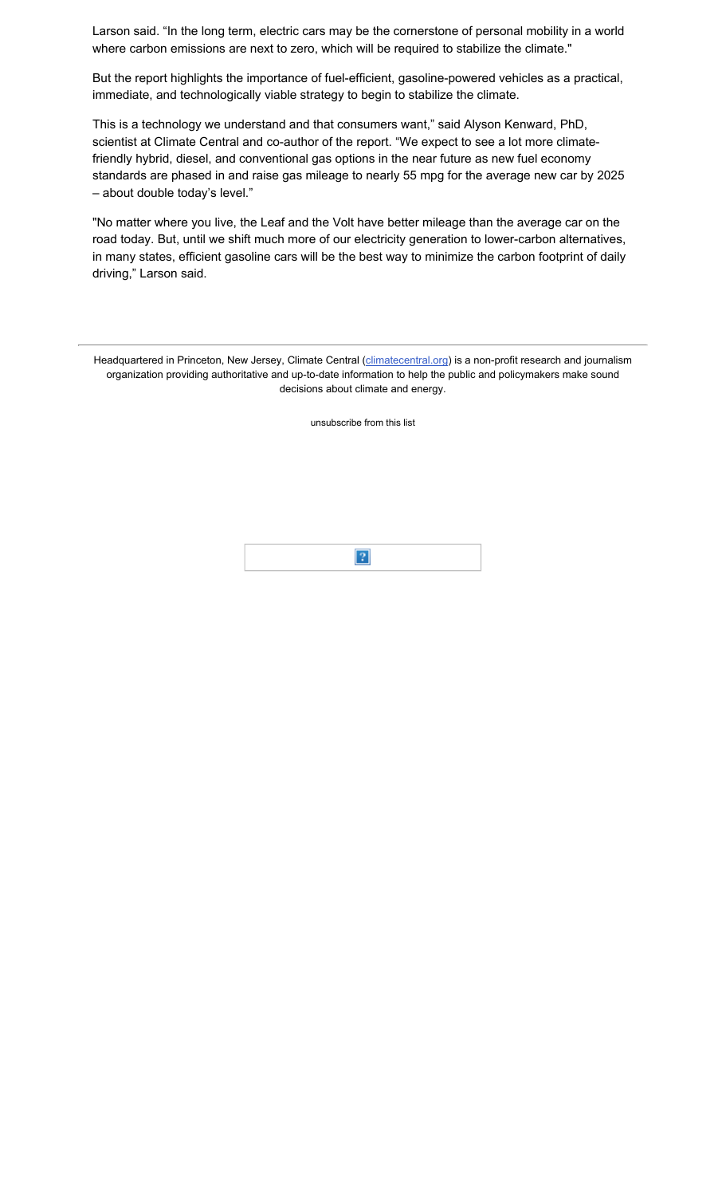Larson said. “In the long term, electric cars may be the cornerstone of personal mobility in a world where carbon emissions are next to zero, which will be required to stabilize the climate."

But the report highlights the importance of fuel-efficient, gasoline-powered vehicles as a practical, immediate, and technologically viable strategy to begin to stabilize the climate.

This is a technology we understand and that consumers want,” said Alyson Kenward, PhD, scientist at Climate Central and co-author of the report. “We expect to see a lot more climate-friendly hybrid, diesel, and conventional gas options in the near future as new fuel economy standards are phased in and raise gas mileage to nearly 55 mpg for the average new car by 2025 – about double today’s level.”

"No matter where you live, the Leaf and the Volt have better mileage than the average car on the road today. But, until we shift much more of our electricity generation to lower-carbon alternatives, in many states, efficient gasoline cars will be the best way to minimize the carbon footprint of daily driving,” Larson said.

---

Headquartered in Princeton, New Jersey, Climate Central (climatecentral.org) is a non-profit research and journalism organization providing authoritative and up-to-date information to help the public and policymakers make sound decisions about climate and energy.

unsubscribe from this list